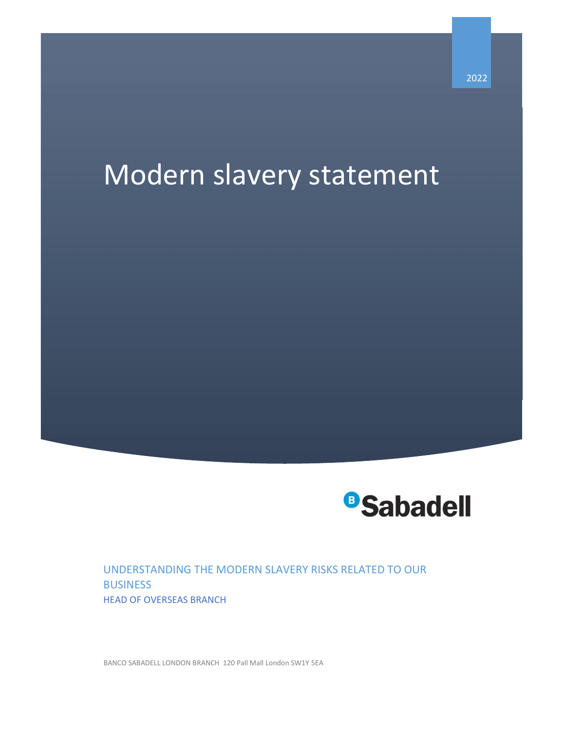2022

# Modern slavery statement

Sabadell

UNDERSTANDING THE MODERN SLAVERY RISKS RELATED TO OUR BUSINESS

HEAD OF OVERSEAS BRANCH

BANCO SABADELL LONDON BRANCH 120 Pall Mall London SW1Y 5EA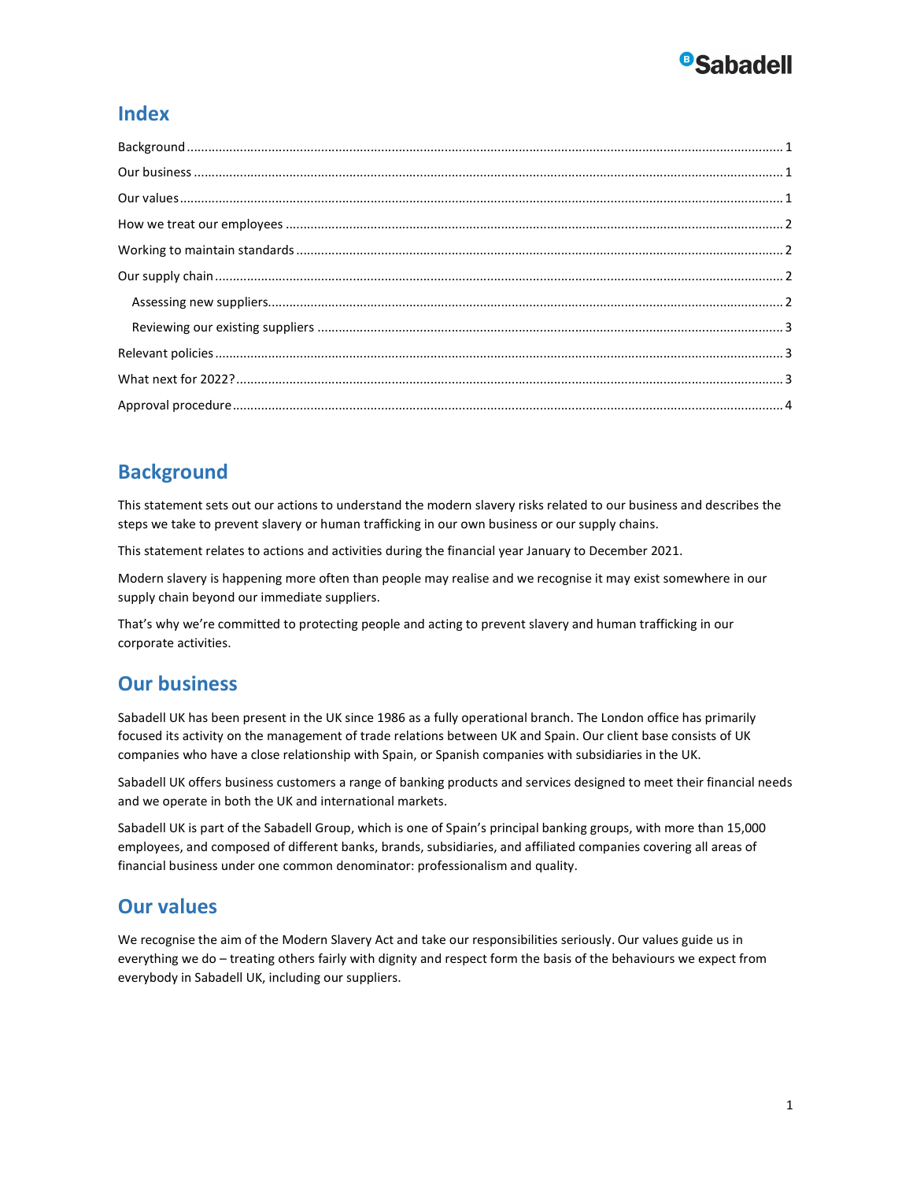## Index

- Background ..... 1
- Our business ..... 1
- Our values ..... 1
- How we treat our employees ..... 2
- Working to maintain standards ..... 2
- Our supply chain ..... 2
  - Assessing new suppliers ..... 2
  - Reviewing our existing suppliers ..... 3
- Relevant policies ..... 3
- What next for 2022? ..... 3
- Approval procedure ..... 4

## Background

This statement sets out our actions to understand the modern slavery risks related to our business and describes the steps we take to prevent slavery or human trafficking in our own business or our supply chains.

This statement relates to actions and activities during the financial year January to December 2021.

Modern slavery is happening more often than people may realise and we recognise it may exist somewhere in our supply chain beyond our immediate suppliers.

That's why we're committed to protecting people and acting to prevent slavery and human trafficking in our corporate activities.

## Our business

Sabadell UK has been present in the UK since 1986 as a fully operational branch. The London office has primarily focused its activity on the management of trade relations between UK and Spain. Our client base consists of UK companies who have a close relationship with Spain, or Spanish companies with subsidiaries in the UK.

Sabadell UK offers business customers a range of banking products and services designed to meet their financial needs and we operate in both the UK and international markets.

Sabadell UK is part of the Sabadell Group, which is one of Spain's principal banking groups, with more than 15,000 employees, and composed of different banks, brands, subsidiaries, and affiliated companies covering all areas of financial business under one common denominator: professionalism and quality.

## Our values

We recognise the aim of the Modern Slavery Act and take our responsibilities seriously. Our values guide us in everything we do – treating others fairly with dignity and respect form the basis of the behaviours we expect from everybody in Sabadell UK, including our suppliers.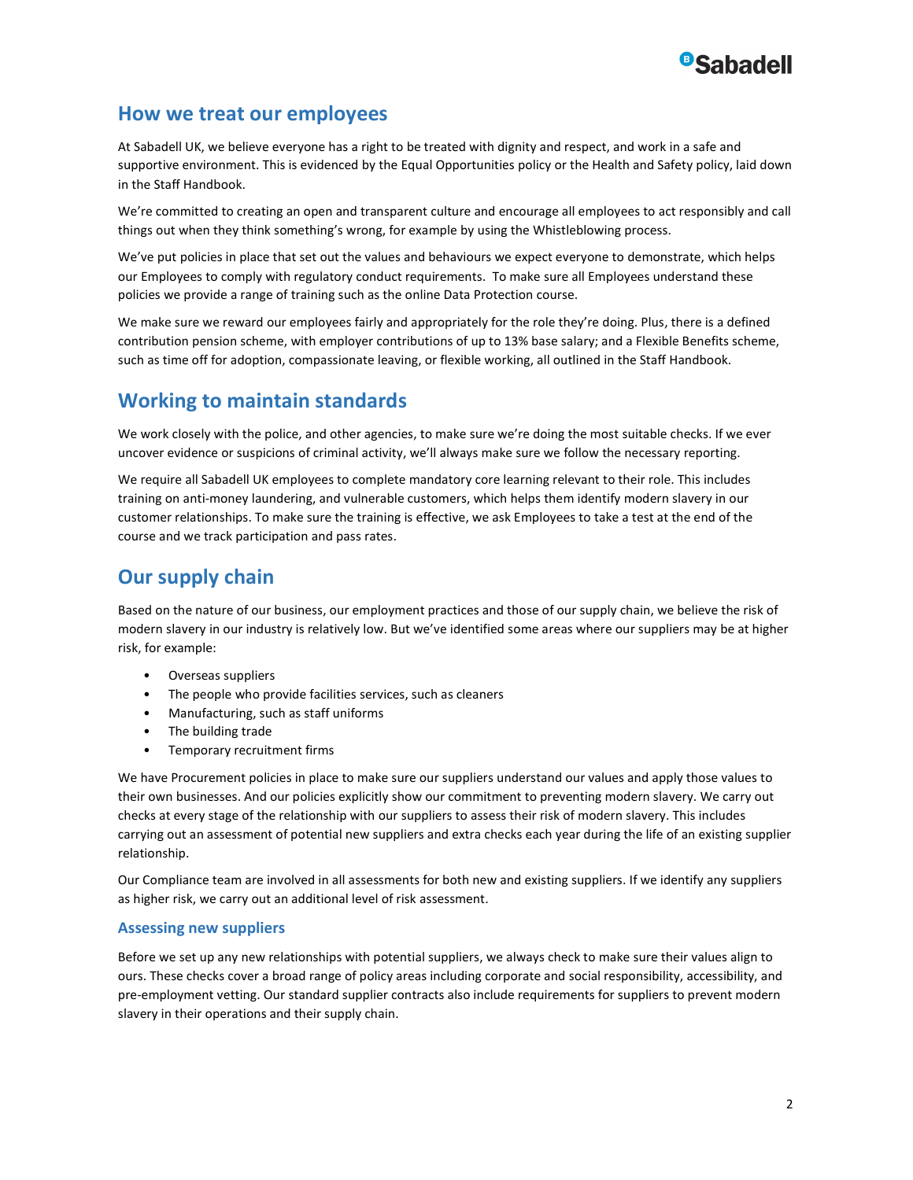## How we treat our employees

At Sabadell UK, we believe everyone has a right to be treated with dignity and respect, and work in a safe and supportive environment. This is evidenced by the Equal Opportunities policy or the Health and Safety policy, laid down in the Staff Handbook.

We're committed to creating an open and transparent culture and encourage all employees to act responsibly and call things out when they think something's wrong, for example by using the Whistleblowing process.

We've put policies in place that set out the values and behaviours we expect everyone to demonstrate, which helps our Employees to comply with regulatory conduct requirements. To make sure all Employees understand these policies we provide a range of training such as the online Data Protection course.

We make sure we reward our employees fairly and appropriately for the role they're doing. Plus, there is a defined contribution pension scheme, with employer contributions of up to 13% base salary; and a Flexible Benefits scheme, such as time off for adoption, compassionate leaving, or flexible working, all outlined in the Staff Handbook.

## Working to maintain standards

We work closely with the police, and other agencies, to make sure we're doing the most suitable checks. If we ever uncover evidence or suspicions of criminal activity, we'll always make sure we follow the necessary reporting.

We require all Sabadell UK employees to complete mandatory core learning relevant to their role. This includes training on anti-money laundering, and vulnerable customers, which helps them identify modern slavery in our customer relationships. To make sure the training is effective, we ask Employees to take a test at the end of the course and we track participation and pass rates.

## Our supply chain

Based on the nature of our business, our employment practices and those of our supply chain, we believe the risk of modern slavery in our industry is relatively low. But we've identified some areas where our suppliers may be at higher risk, for example:

- Overseas suppliers
- The people who provide facilities services, such as cleaners
- Manufacturing, such as staff uniforms
- The building trade
- Temporary recruitment firms

We have Procurement policies in place to make sure our suppliers understand our values and apply those values to their own businesses. And our policies explicitly show our commitment to preventing modern slavery. We carry out checks at every stage of the relationship with our suppliers to assess their risk of modern slavery. This includes carrying out an assessment of potential new suppliers and extra checks each year during the life of an existing supplier relationship.

Our Compliance team are involved in all assessments for both new and existing suppliers. If we identify any suppliers as higher risk, we carry out an additional level of risk assessment.

### Assessing new suppliers

Before we set up any new relationships with potential suppliers, we always check to make sure their values align to ours. These checks cover a broad range of policy areas including corporate and social responsibility, accessibility, and pre-employment vetting. Our standard supplier contracts also include requirements for suppliers to prevent modern slavery in their operations and their supply chain.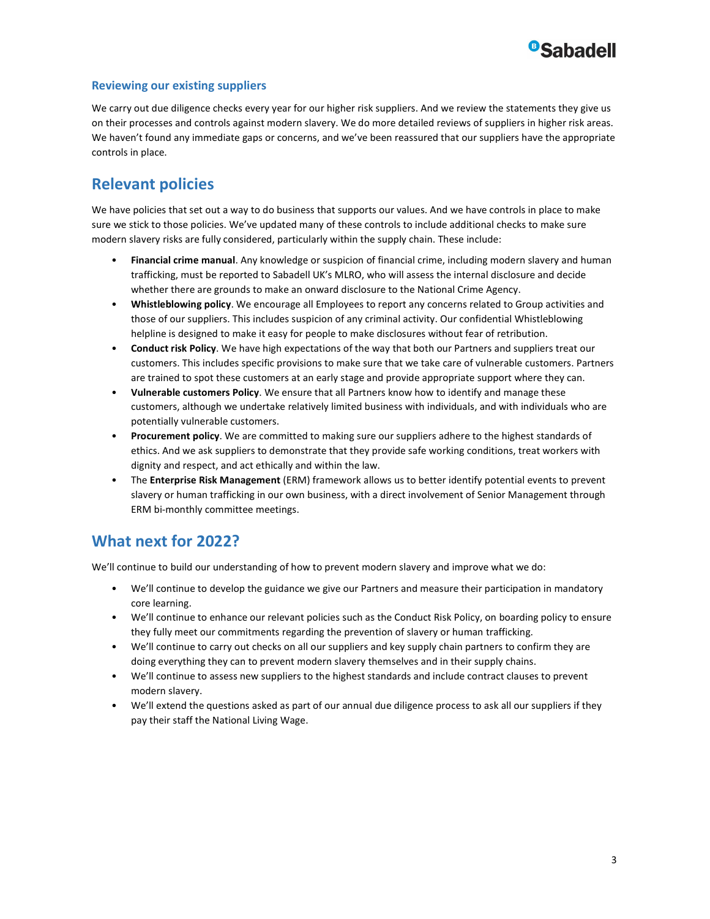### Reviewing our existing suppliers

We carry out due diligence checks every year for our higher risk suppliers. And we review the statements they give us on their processes and controls against modern slavery. We do more detailed reviews of suppliers in higher risk areas. We haven't found any immediate gaps or concerns, and we've been reassured that our suppliers have the appropriate controls in place.

## Relevant policies

We have policies that set out a way to do business that supports our values. And we have controls in place to make sure we stick to those policies. We've updated many of these controls to include additional checks to make sure modern slavery risks are fully considered, particularly within the supply chain. These include:

- **Financial crime manual**. Any knowledge or suspicion of financial crime, including modern slavery and human trafficking, must be reported to Sabadell UK's MLRO, who will assess the internal disclosure and decide whether there are grounds to make an onward disclosure to the National Crime Agency.
- **Whistleblowing policy**. We encourage all Employees to report any concerns related to Group activities and those of our suppliers. This includes suspicion of any criminal activity. Our confidential Whistleblowing helpline is designed to make it easy for people to make disclosures without fear of retribution.
- **Conduct risk Policy**. We have high expectations of the way that both our Partners and suppliers treat our customers. This includes specific provisions to make sure that we take care of vulnerable customers. Partners are trained to spot these customers at an early stage and provide appropriate support where they can.
- **Vulnerable customers Policy**. We ensure that all Partners know how to identify and manage these customers, although we undertake relatively limited business with individuals, and with individuals who are potentially vulnerable customers.
- **Procurement policy**. We are committed to making sure our suppliers adhere to the highest standards of ethics. And we ask suppliers to demonstrate that they provide safe working conditions, treat workers with dignity and respect, and act ethically and within the law.
- The **Enterprise Risk Management** (ERM) framework allows us to better identify potential events to prevent slavery or human trafficking in our own business, with a direct involvement of Senior Management through ERM bi-monthly committee meetings.

## What next for 2022?

We'll continue to build our understanding of how to prevent modern slavery and improve what we do:

- We'll continue to develop the guidance we give our Partners and measure their participation in mandatory core learning.
- We'll continue to enhance our relevant policies such as the Conduct Risk Policy, on boarding policy to ensure they fully meet our commitments regarding the prevention of slavery or human trafficking.
- We'll continue to carry out checks on all our suppliers and key supply chain partners to confirm they are doing everything they can to prevent modern slavery themselves and in their supply chains.
- We'll continue to assess new suppliers to the highest standards and include contract clauses to prevent modern slavery.
- We'll extend the questions asked as part of our annual due diligence process to ask all our suppliers if they pay their staff the National Living Wage.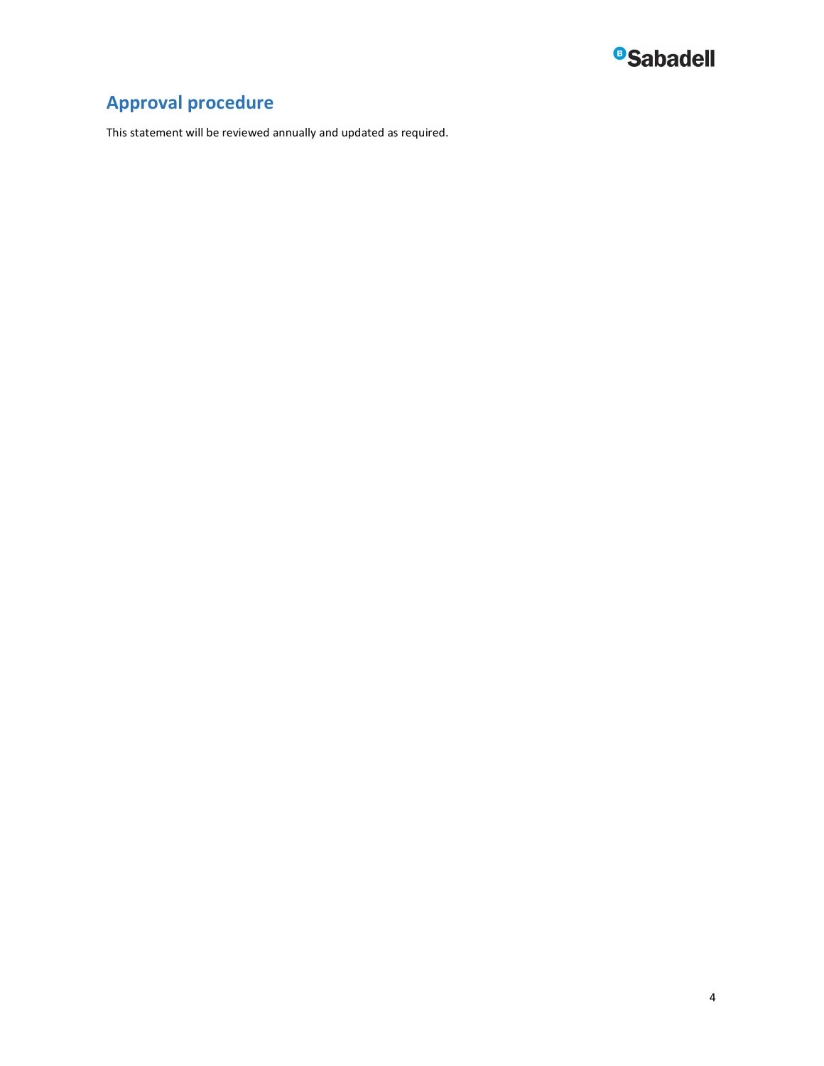## Approval procedure

This statement will be reviewed annually and updated as required.